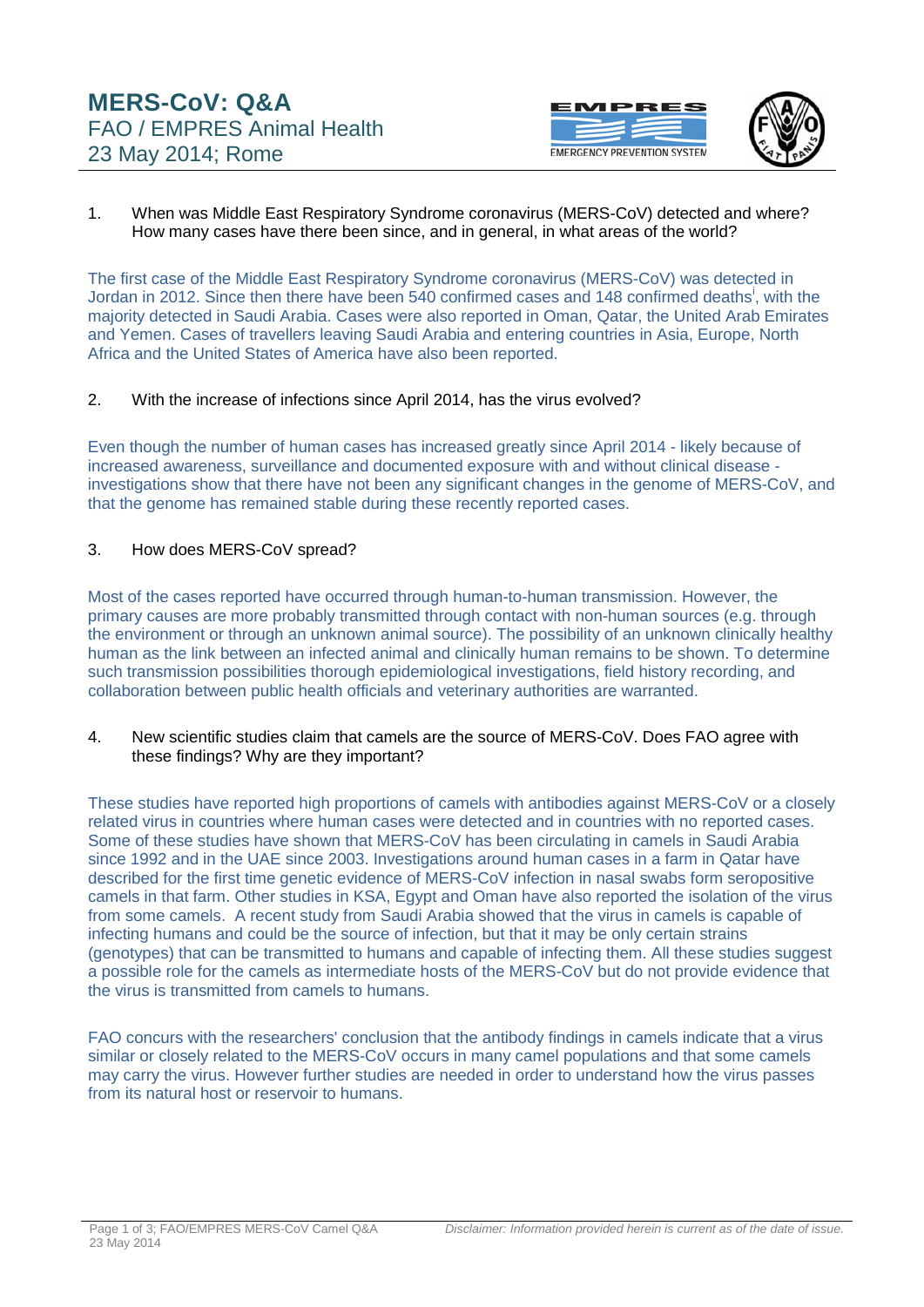# MERS-CoV: Q&A

FAO / EMPRES Animal Health
23 May 2014; Rome

1. When was Middle East Respiratory Syndrome coronavirus (MERS-CoV) detected and where? How many cases have there been since, and in general, in what areas of the world?

The first case of the Middle East Respiratory Syndrome coronavirus (MERS-CoV) was detected in Jordan in 2012. Since then there have been 540 confirmed cases and 148 confirmed deaths[i], with the majority detected in Saudi Arabia. Cases were also reported in Oman, Qatar, the United Arab Emirates and Yemen. Cases of travellers leaving Saudi Arabia and entering countries in Asia, Europe, North Africa and the United States of America have also been reported.

2. With the increase of infections since April 2014, has the virus evolved?

Even though the number of human cases has increased greatly since April 2014 - likely because of increased awareness, surveillance and documented exposure with and without clinical disease - investigations show that there have not been any significant changes in the genome of MERS-CoV, and that the genome has remained stable during these recently reported cases.

3. How does MERS-CoV spread?

Most of the cases reported have occurred through human-to-human transmission. However, the primary causes are more probably transmitted through contact with non-human sources (e.g. through the environment or through an unknown animal source). The possibility of an unknown clinically healthy human as the link between an infected animal and clinically human remains to be shown. To determine such transmission possibilities thorough epidemiological investigations, field history recording, and collaboration between public health officials and veterinary authorities are warranted.

4. New scientific studies claim that camels are the source of MERS-CoV. Does FAO agree with these findings? Why are they important?

These studies have reported high proportions of camels with antibodies against MERS-CoV or a closely related virus in countries where human cases were detected and in countries with no reported cases. Some of these studies have shown that MERS-CoV has been circulating in camels in Saudi Arabia since 1992 and in the UAE since 2003. Investigations around human cases in a farm in Qatar have described for the first time genetic evidence of MERS-CoV infection in nasal swabs form seropositive camels in that farm. Other studies in KSA, Egypt and Oman have also reported the isolation of the virus from some camels. A recent study from Saudi Arabia showed that the virus in camels is capable of infecting humans and could be the source of infection, but that it may be only certain strains (genotypes) that can be transmitted to humans and capable of infecting them. All these studies suggest a possible role for the camels as intermediate hosts of the MERS-CoV but do not provide evidence that the virus is transmitted from camels to humans.

FAO concurs with the researchers' conclusion that the antibody findings in camels indicate that a virus similar or closely related to the MERS-CoV occurs in many camel populations and that some camels may carry the virus. However further studies are needed in order to understand how the virus passes from its natural host or reservoir to humans.

*Disclaimer: Information provided herein is current as of the date of issue.*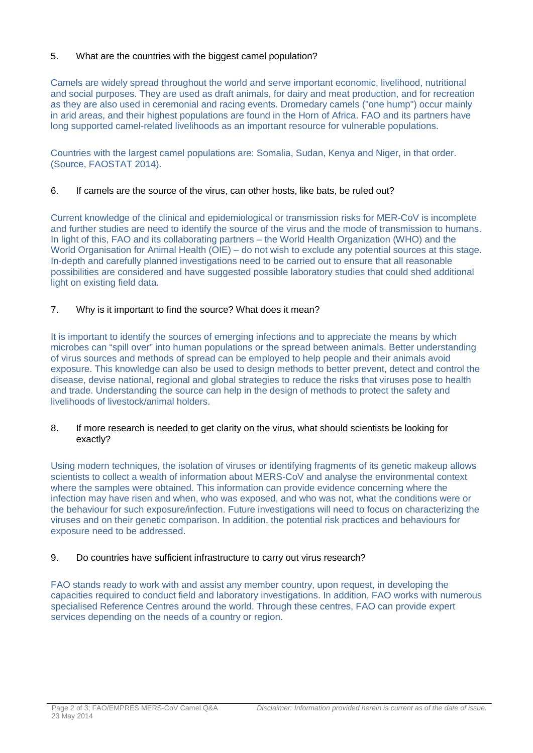5. What are the countries with the biggest camel population?

Camels are widely spread throughout the world and serve important economic, livelihood, nutritional and social purposes. They are used as draft animals, for dairy and meat production, and for recreation as they are also used in ceremonial and racing events. Dromedary camels ("one hump") occur mainly in arid areas, and their highest populations are found in the Horn of Africa. FAO and its partners have long supported camel-related livelihoods as an important resource for vulnerable populations.

Countries with the largest camel populations are: Somalia, Sudan, Kenya and Niger, in that order. (Source, FAOSTAT 2014).

6. If camels are the source of the virus, can other hosts, like bats, be ruled out?

Current knowledge of the clinical and epidemiological or transmission risks for MER-CoV is incomplete and further studies are need to identify the source of the virus and the mode of transmission to humans. In light of this, FAO and its collaborating partners – the World Health Organization (WHO) and the World Organisation for Animal Health (OIE) – do not wish to exclude any potential sources at this stage. In-depth and carefully planned investigations need to be carried out to ensure that all reasonable possibilities are considered and have suggested possible laboratory studies that could shed additional light on existing field data.

7. Why is it important to find the source? What does it mean?

It is important to identify the sources of emerging infections and to appreciate the means by which microbes can "spill over" into human populations or the spread between animals. Better understanding of virus sources and methods of spread can be employed to help people and their animals avoid exposure. This knowledge can also be used to design methods to better prevent, detect and control the disease, devise national, regional and global strategies to reduce the risks that viruses pose to health and trade. Understanding the source can help in the design of methods to protect the safety and livelihoods of livestock/animal holders.

8. If more research is needed to get clarity on the virus, what should scientists be looking for exactly?

Using modern techniques, the isolation of viruses or identifying fragments of its genetic makeup allows scientists to collect a wealth of information about MERS-CoV and analyse the environmental context where the samples were obtained. This information can provide evidence concerning where the infection may have risen and when, who was exposed, and who was not, what the conditions were or the behaviour for such exposure/infection. Future investigations will need to focus on characterizing the viruses and on their genetic comparison. In addition, the potential risk practices and behaviours for exposure need to be addressed.

9. Do countries have sufficient infrastructure to carry out virus research?

FAO stands ready to work with and assist any member country, upon request, in developing the capacities required to conduct field and laboratory investigations. In addition, FAO works with numerous specialised Reference Centres around the world. Through these centres, FAO can provide expert services depending on the needs of a country or region.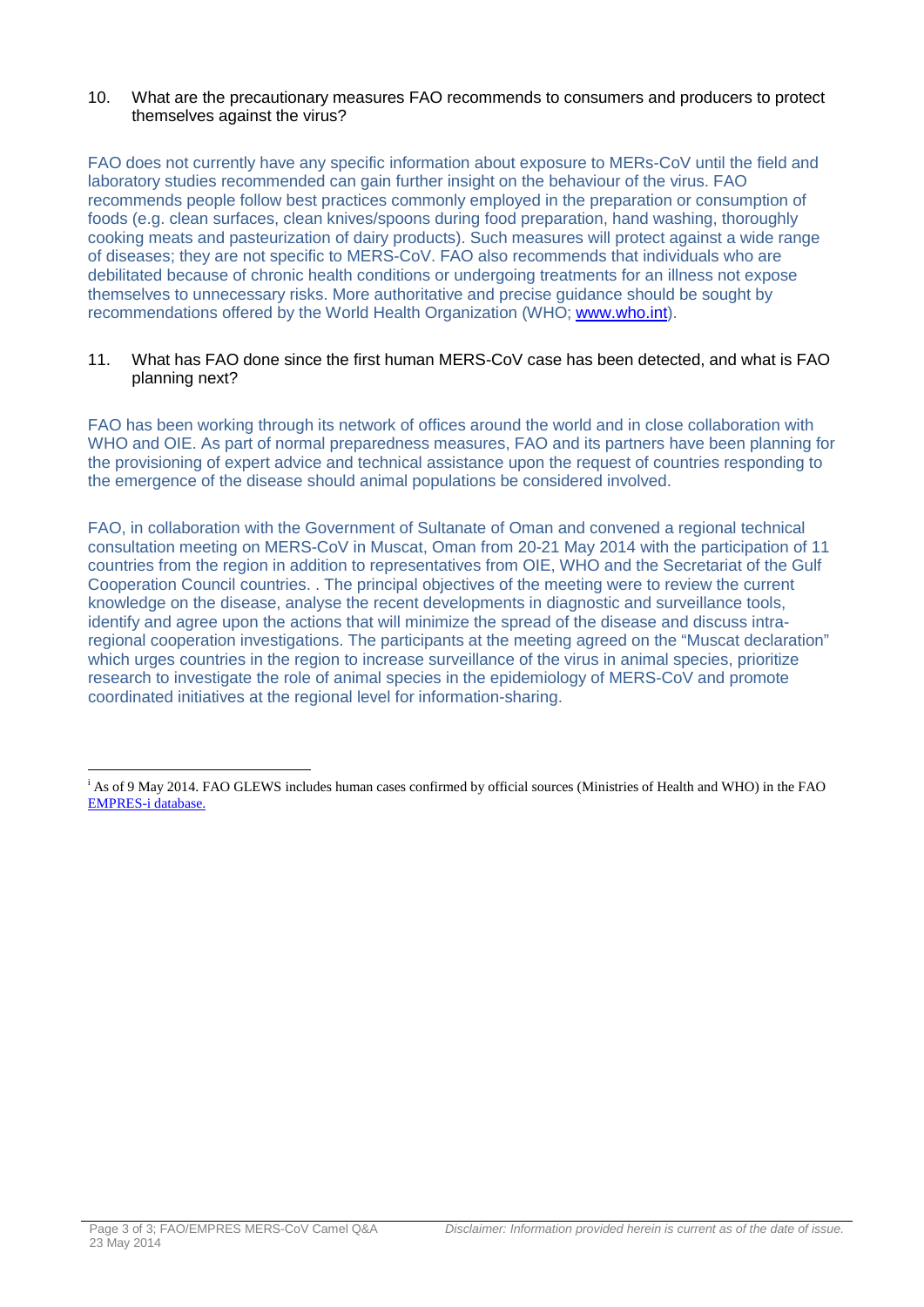10. What are the precautionary measures FAO recommends to consumers and producers to protect themselves against the virus?

FAO does not currently have any specific information about exposure to MERs-CoV until the field and laboratory studies recommended can gain further insight on the behaviour of the virus. FAO recommends people follow best practices commonly employed in the preparation or consumption of foods (e.g. clean surfaces, clean knives/spoons during food preparation, hand washing, thoroughly cooking meats and pasteurization of dairy products). Such measures will protect against a wide range of diseases; they are not specific to MERS-CoV. FAO also recommends that individuals who are debilitated because of chronic health conditions or undergoing treatments for an illness not expose themselves to unnecessary risks. More authoritative and precise guidance should be sought by recommendations offered by the World Health Organization (WHO; [www.who.int](http://www.who.int)).

11. What has FAO done since the first human MERS-CoV case has been detected, and what is FAO planning next?

FAO has been working through its network of offices around the world and in close collaboration with WHO and OIE. As part of normal preparedness measures, FAO and its partners have been planning for the provisioning of expert advice and technical assistance upon the request of countries responding to the emergence of the disease should animal populations be considered involved.

FAO, in collaboration with the Government of Sultanate of Oman and convened a regional technical consultation meeting on MERS-CoV in Muscat, Oman from 20-21 May 2014 with the participation of 11 countries from the region in addition to representatives from OIE, WHO and the Secretariat of the Gulf Cooperation Council countries. . The principal objectives of the meeting were to review the current knowledge on the disease, analyse the recent developments in diagnostic and surveillance tools, identify and agree upon the actions that will minimize the spread of the disease and discuss intra-regional cooperation investigations. The participants at the meeting agreed on the "Muscat declaration" which urges countries in the region to increase surveillance of the virus in animal species, prioritize research to investigate the role of animal species in the epidemiology of MERS-CoV and promote coordinated initiatives at the regional level for information-sharing.

---

[i] As of 9 May 2014. FAO GLEWS includes human cases confirmed by official sources (Ministries of Health and WHO) in the FAO EMPRES-i database.